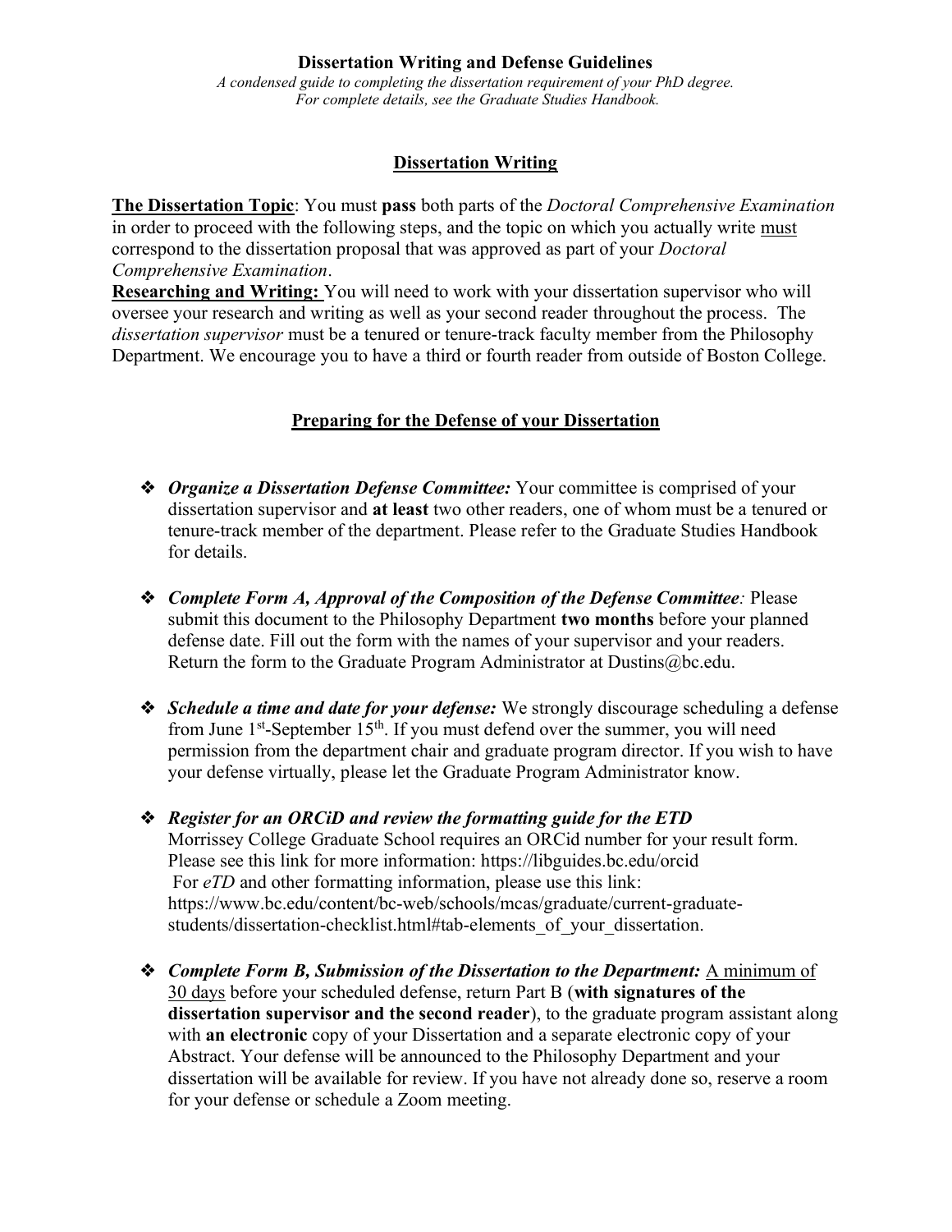# Dissertation Writing and Defense Guidelines

*A condensed guide to completing the dissertation requirement of your PhD degree.*
*For complete details, see the Graduate Studies Handbook.*

## Dissertation Writing

**The Dissertation Topic**: You must **pass** both parts of the *Doctoral Comprehensive Examination* in order to proceed with the following steps, and the topic on which you actually write must correspond to the dissertation proposal that was approved as part of your *Doctoral Comprehensive Examination*.

**Researching and Writing:** You will need to work with your dissertation supervisor who will oversee your research and writing as well as your second reader throughout the process. The *dissertation supervisor* must be a tenured or tenure-track faculty member from the Philosophy Department. We encourage you to have a third or fourth reader from outside of Boston College.

## Preparing for the Defense of your Dissertation

- ***Organize a Dissertation Defense Committee:*** Your committee is comprised of your dissertation supervisor and **at least** two other readers, one of whom must be a tenured or tenure-track member of the department. Please refer to the Graduate Studies Handbook for details.

- ***Complete Form A, Approval of the Composition of the Defense Committee:*** Please submit this document to the Philosophy Department **two months** before your planned defense date. Fill out the form with the names of your supervisor and your readers. Return the form to the Graduate Program Administrator at Dustins@bc.edu.

- ***Schedule a time and date for your defense:*** We strongly discourage scheduling a defense from June 1st-September 15th. If you must defend over the summer, you will need permission from the department chair and graduate program director. If you wish to have your defense virtually, please let the Graduate Program Administrator know.

- ***Register for an ORCiD and review the formatting guide for the ETD***
  Morrissey College Graduate School requires an ORCid number for your result form. Please see this link for more information: https://libguides.bc.edu/orcid
  For *eTD* and other formatting information, please use this link: https://www.bc.edu/content/bc-web/schools/mcas/graduate/current-graduate-students/dissertation-checklist.html#tab-elements_of_your_dissertation.

- ***Complete Form B, Submission of the Dissertation to the Department:*** A minimum of 30 days before your scheduled defense, return Part B (**with signatures of the dissertation supervisor and the second reader**), to the graduate program assistant along with **an electronic** copy of your Dissertation and a separate electronic copy of your Abstract. Your defense will be announced to the Philosophy Department and your dissertation will be available for review. If you have not already done so, reserve a room for your defense or schedule a Zoom meeting.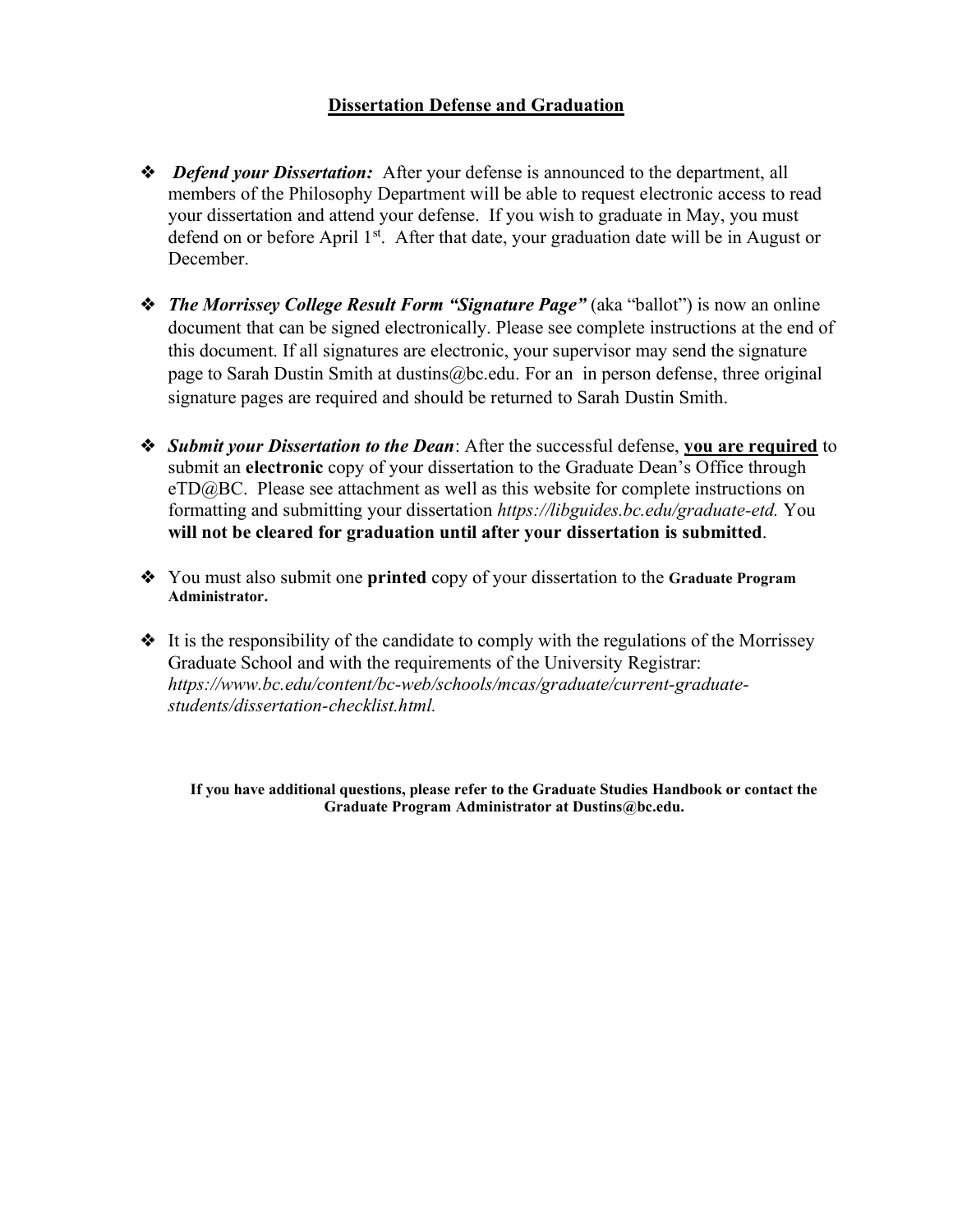## Dissertation Defense and Graduation

- ***Defend your Dissertation:*** After your defense is announced to the department, all members of the Philosophy Department will be able to request electronic access to read your dissertation and attend your defense. If you wish to graduate in May, you must defend on or before April 1st. After that date, your graduation date will be in August or December.

- ***The Morrissey College Result Form "Signature Page"*** (aka "ballot") is now an online document that can be signed electronically. Please see complete instructions at the end of this document. If all signatures are electronic, your supervisor may send the signature page to Sarah Dustin Smith at dustins@bc.edu. For an in person defense, three original signature pages are required and should be returned to Sarah Dustin Smith.

- ***Submit your Dissertation to the Dean***: After the successful defense, **you are required** to submit an **electronic** copy of your dissertation to the Graduate Dean's Office through eTD@BC. Please see attachment as well as this website for complete instructions on formatting and submitting your dissertation *https://libguides.bc.edu/graduate-etd.* You **will not be cleared for graduation until after your dissertation is submitted**.

- You must also submit one **printed** copy of your dissertation to the **Graduate Program Administrator.**

- It is the responsibility of the candidate to comply with the regulations of the Morrissey Graduate School and with the requirements of the University Registrar: *https://www.bc.edu/content/bc-web/schools/mcas/graduate/current-graduate-students/dissertation-checklist.html.*

**If you have additional questions, please refer to the Graduate Studies Handbook or contact the Graduate Program Administrator at Dustins@bc.edu.**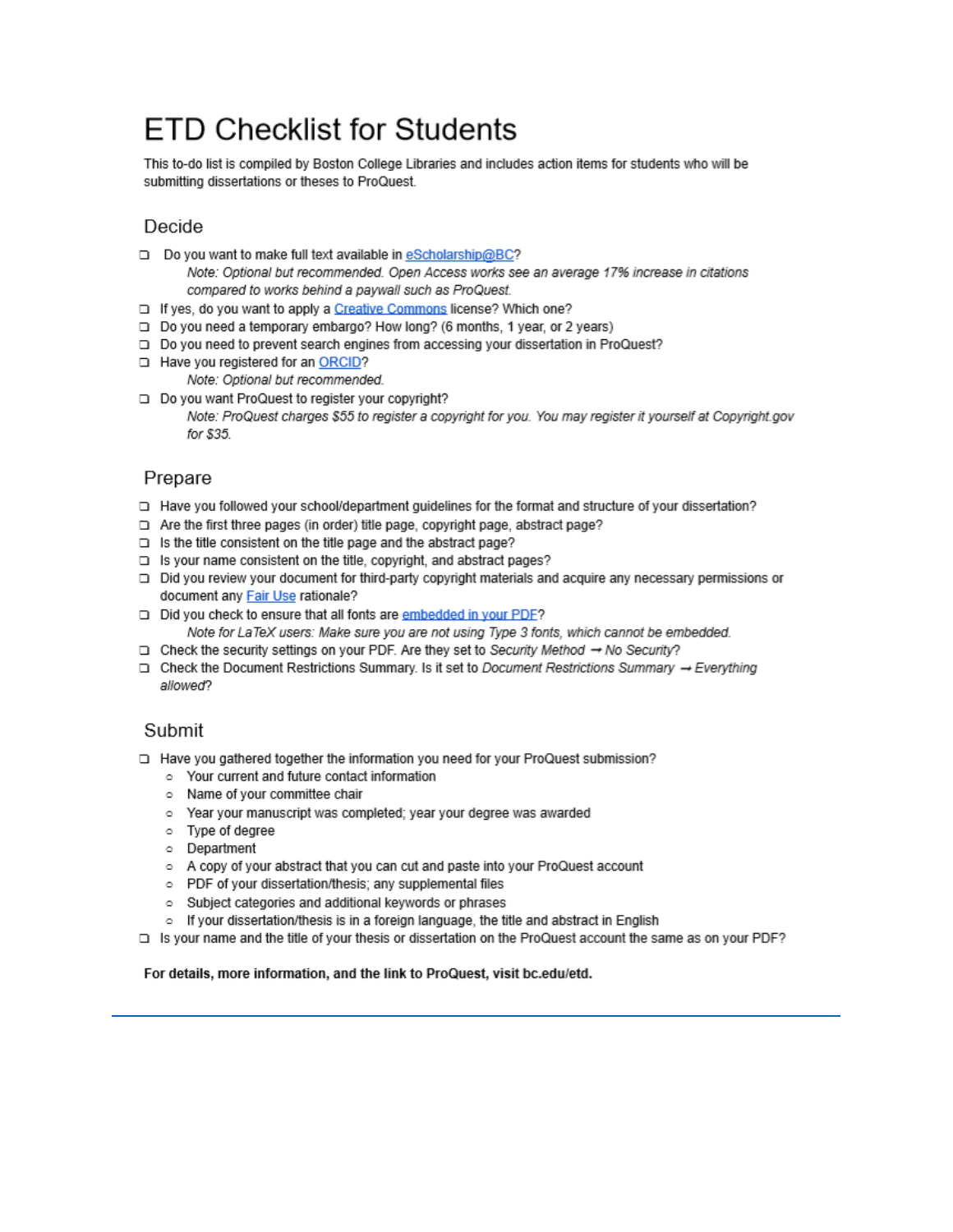# ETD Checklist for Students

This to-do list is compiled by Boston College Libraries and includes action items for students who will be submitting dissertations or theses to ProQuest.

## Decide

- ❑ Do you want to make full text available in [eScholarship@BC](eScholarship@BC)?
  *Note: Optional but recommended. Open Access works see an average 17% increase in citations compared to works behind a paywall such as ProQuest.*
- ❑ If yes, do you want to apply a [Creative Commons](Creative Commons) license? Which one?
- ❑ Do you need a temporary embargo? How long? (6 months, 1 year, or 2 years)
- ❑ Do you need to prevent search engines from accessing your dissertation in ProQuest?
- ❑ Have you registered for an [ORCID](ORCID)?
  *Note: Optional but recommended.*
- ❑ Do you want ProQuest to register your copyright?
  *Note: ProQuest charges $55 to register a copyright for you. You may register it yourself at Copyright.gov for $35.*

## Prepare

- ❑ Have you followed your school/department guidelines for the format and structure of your dissertation?
- ❑ Are the first three pages (in order) title page, copyright page, abstract page?
- ❑ Is the title consistent on the title page and the abstract page?
- ❑ Is your name consistent on the title, copyright, and abstract pages?
- ❑ Did you review your document for third-party copyright materials and acquire any necessary permissions or document any [Fair Use](Fair Use) rationale?
- ❑ Did you check to ensure that all fonts are [embedded in your PDF](embedded in your PDF)?
  *Note for LaTeX users: Make sure you are not using Type 3 fonts, which cannot be embedded.*
- ❑ Check the security settings on your PDF. Are they set to *Security Method → No Security*?
- ❑ Check the Document Restrictions Summary. Is it set to *Document Restrictions Summary → Everything allowed*?

## Submit

- ❑ Have you gathered together the information you need for your ProQuest submission?
  - Your current and future contact information
  - Name of your committee chair
  - Year your manuscript was completed; year your degree was awarded
  - Type of degree
  - Department
  - A copy of your abstract that you can cut and paste into your ProQuest account
  - PDF of your dissertation/thesis; any supplemental files
  - Subject categories and additional keywords or phrases
  - If your dissertation/thesis is in a foreign language, the title and abstract in English
- ❑ Is your name and the title of your thesis or dissertation on the ProQuest account the same as on your PDF?

**For details, more information, and the link to ProQuest, visit bc.edu/etd.**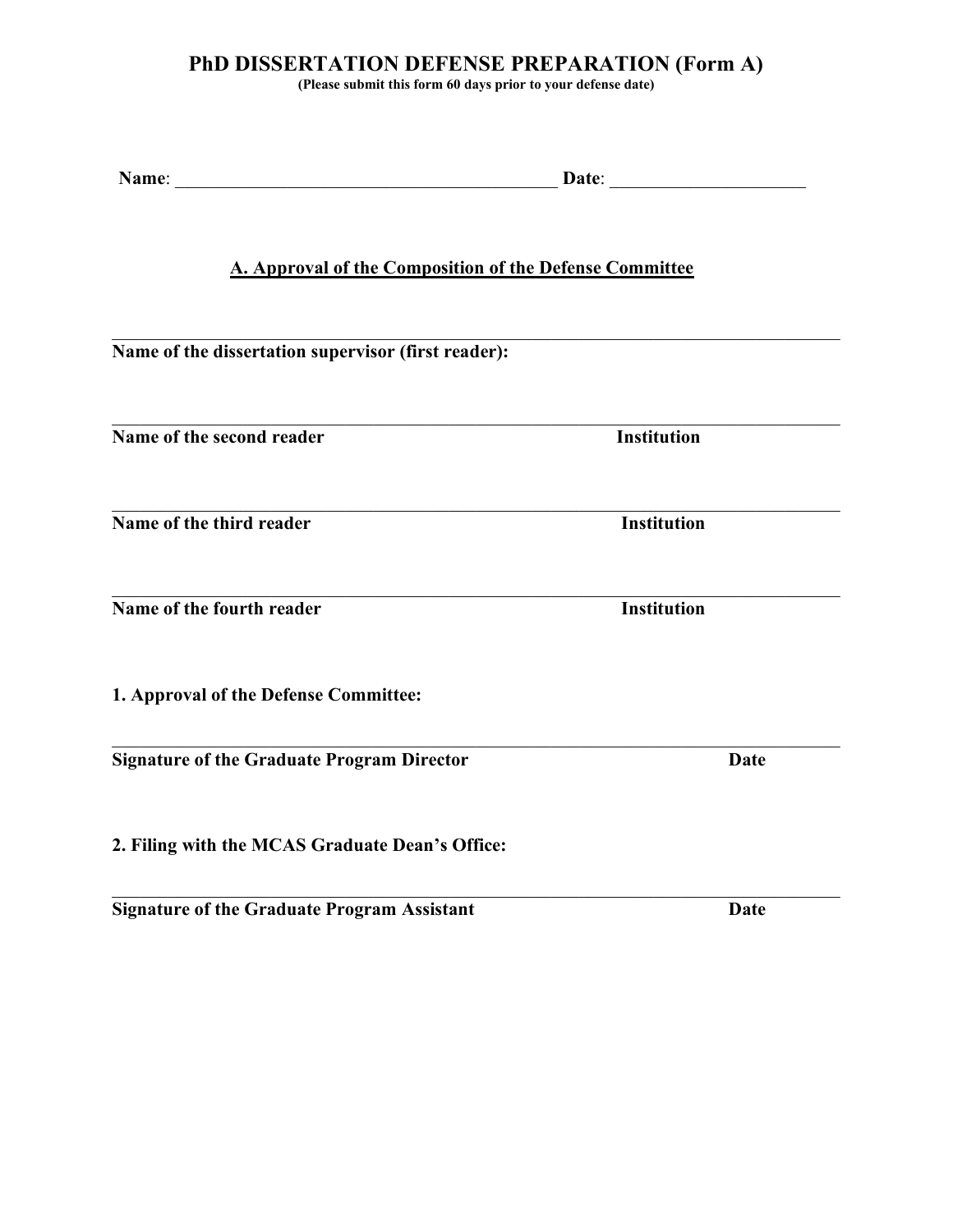# PhD DISSERTATION DEFENSE PREPARATION (Form A)

**(Please submit this form 60 days prior to your defense date)**

**Name**: ___________________________________________ **Date**: _____________________

## A. Approval of the Composition of the Defense Committee

_______________________________________________________________________________

**Name of the dissertation supervisor (first reader):**

_______________________________________________________________________________

**Name of the second reader** **Institution**

_______________________________________________________________________________

**Name of the third reader** **Institution**

_______________________________________________________________________________

**Name of the fourth reader** **Institution**

**1. Approval of the Defense Committee:**

_______________________________________________________________________________

**Signature of the Graduate Program Director** **Date**

**2. Filing with the MCAS Graduate Dean's Office:**

_______________________________________________________________________________

**Signature of the Graduate Program Assistant** **Date**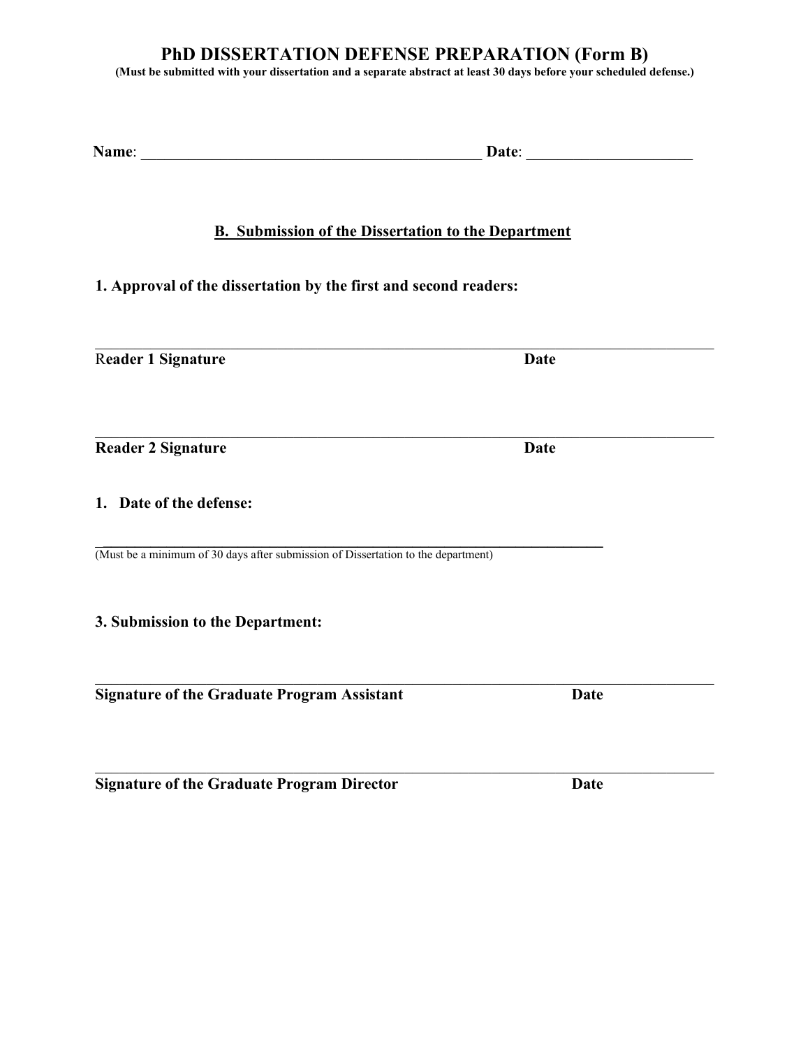# PhD DISSERTATION DEFENSE PREPARATION (Form B)

**(Must be submitted with your dissertation and a separate abstract at least 30 days before your scheduled defense.)**

**Name**: _____________________________________________ **Date**: _____________________

## B. Submission of the Dissertation to the Department

**1. Approval of the dissertation by the first and second readers:**

_______________________________________________________________________________

**Reader 1 Signature** **Date**

_______________________________________________________________________________

**Reader 2 Signature** **Date**

**1. Date of the defense:**

__________________________________________________________________

(Must be a minimum of 30 days after submission of Dissertation to the department)

**3. Submission to the Department:**

_______________________________________________________________________________

**Signature of the Graduate Program Assistant** **Date**

_______________________________________________________________________________

**Signature of the Graduate Program Director** **Date**